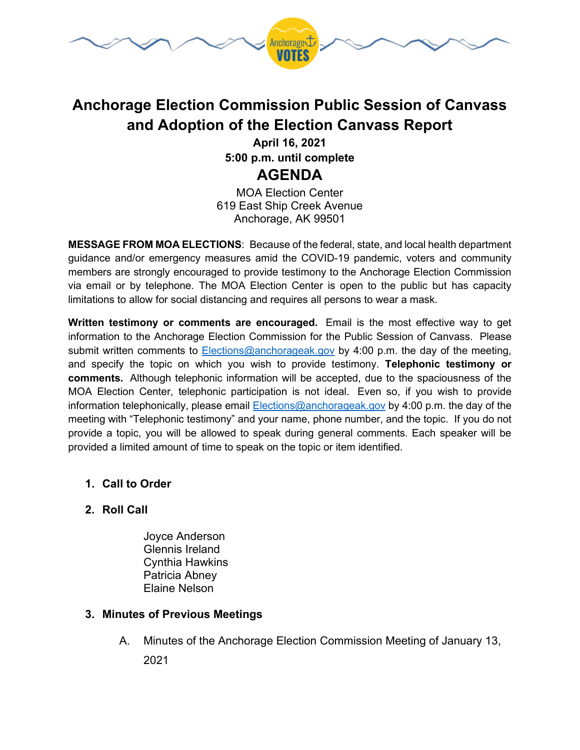# Anchorage Election Commission Public Session of Canvass and Adoption of the Election Canvass Report

**April 16, 2021**

**5:00 p.m. until complete**

## AGENDA

MOA Election Center
619 East Ship Creek Avenue
Anchorage, AK 99501

**MESSAGE FROM MOA ELECTIONS**: Because of the federal, state, and local health department guidance and/or emergency measures amid the COVID-19 pandemic, voters and community members are strongly encouraged to provide testimony to the Anchorage Election Commission via email or by telephone. The MOA Election Center is open to the public but has capacity limitations to allow for social distancing and requires all persons to wear a mask.

**Written testimony or comments are encouraged.** Email is the most effective way to get information to the Anchorage Election Commission for the Public Session of Canvass. Please submit written comments to Elections@anchorageak.gov by 4:00 p.m. the day of the meeting, and specify the topic on which you wish to provide testimony. **Telephonic testimony or comments.** Although telephonic information will be accepted, due to the spaciousness of the MOA Election Center, telephonic participation is not ideal. Even so, if you wish to provide information telephonically, please email Elections@anchorageak.gov by 4:00 p.m. the day of the meeting with "Telephonic testimony" and your name, phone number, and the topic. If you do not provide a topic, you will be allowed to speak during general comments. Each speaker will be provided a limited amount of time to speak on the topic or item identified.

1. **Call to Order**

2. **Roll Call**

   Joyce Anderson
   Glennis Ireland
   Cynthia Hawkins
   Patricia Abney
   Elaine Nelson

3. **Minutes of Previous Meetings**

   A. Minutes of the Anchorage Election Commission Meeting of January 13, 2021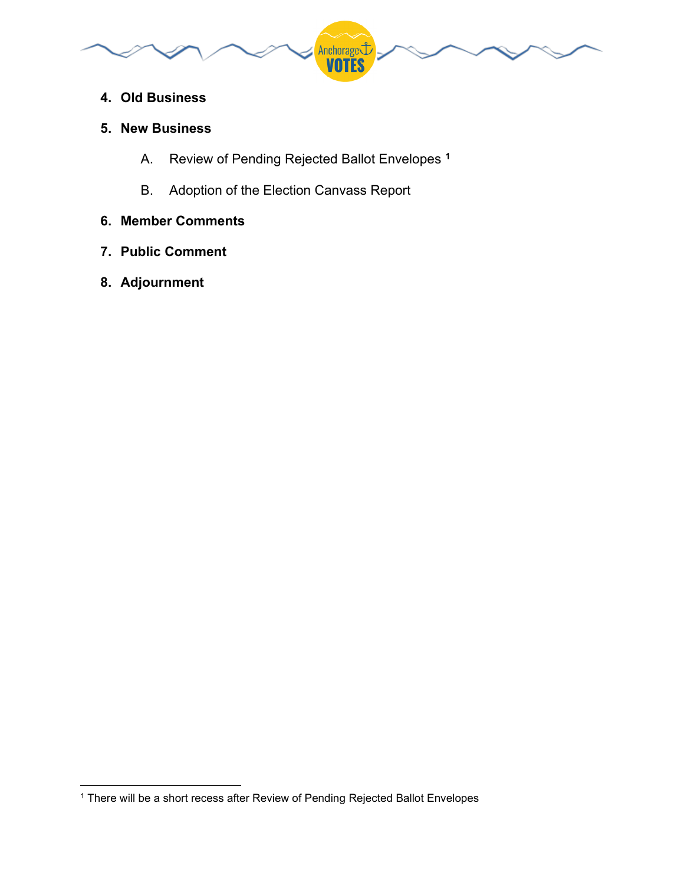4. **Old Business**

5. **New Business**

   A. Review of Pending Rejected Ballot Envelopes [1]

   B. Adoption of the Election Canvass Report

6. **Member Comments**

7. **Public Comment**

8. **Adjournment**

---

[1] There will be a short recess after Review of Pending Rejected Ballot Envelopes